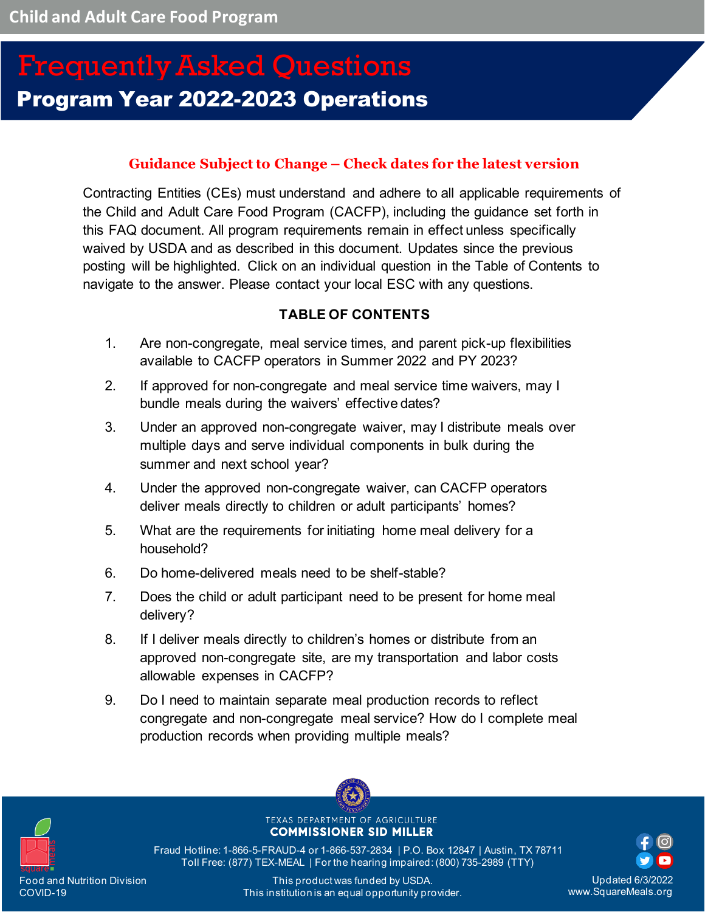Child and Adult Care Food Program

# Frequently Asked Questions

## Program Year 2022-2023 Operations

**Guidance Subject to Change – Check dates for the latest version**

Contracting Entities (CEs) must understand and adhere to all applicable requirements of the Child and Adult Care Food Program (CACFP), including the guidance set forth in this FAQ document. All program requirements remain in effect unless specifically waived by USDA and as described in this document. Updates since the previous posting will be highlighted. Click on an individual question in the Table of Contents to navigate to the answer. Please contact your local ESC with any questions.

### TABLE OF CONTENTS

1. Are non-congregate, meal service times, and parent pick-up flexibilities available to CACFP operators in Summer 2022 and PY 2023?
2. If approved for non-congregate and meal service time waivers, may I bundle meals during the waivers' effective dates?
3. Under an approved non-congregate waiver, may I distribute meals over multiple days and serve individual components in bulk during the summer and next school year?
4. Under the approved non-congregate waiver, can CACFP operators deliver meals directly to children or adult participants' homes?
5. What are the requirements for initiating home meal delivery for a household?
6. Do home-delivered meals need to be shelf-stable?
7. Does the child or adult participant need to be present for home meal delivery?
8. If I deliver meals directly to children's homes or distribute from an approved non-congregate site, are my transportation and labor costs allowable expenses in CACFP?
9. Do I need to maintain separate meal production records to reflect congregate and non-congregate meal service? How do I complete meal production records when providing multiple meals?

TEXAS DEPARTMENT OF AGRICULTURE
COMMISSIONER SID MILLER

Fraud Hotline: 1-866-5-FRAUD-4 or 1-866-537-2834 | P.O. Box 12847 | Austin, TX 78711
Toll Free: (877) TEX-MEAL | For the hearing impaired: (800) 735-2989 (TTY)

Food and Nutrition Division
COVID-19

This product was funded by USDA.
This institution is an equal opportunity provider.

Updated 6/3/2022
www.SquareMeals.org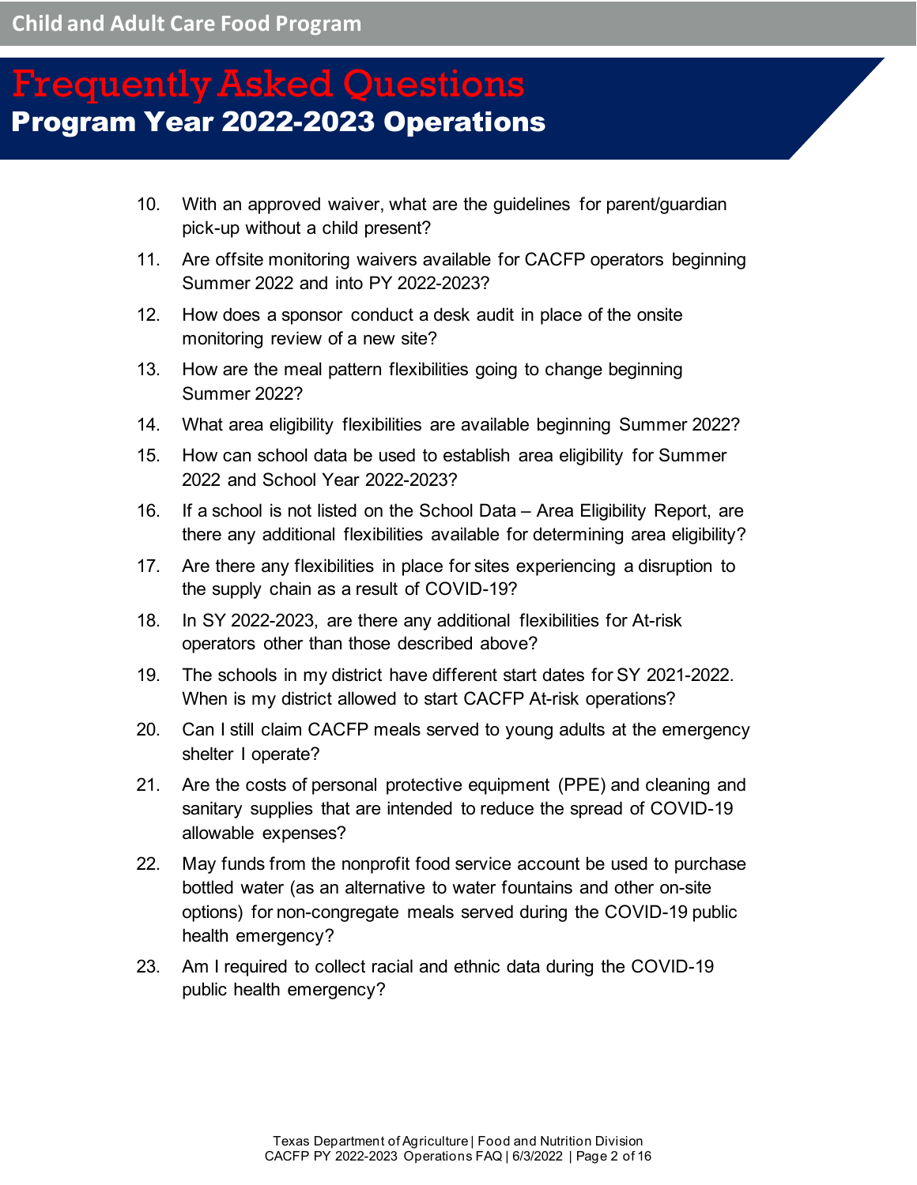10. With an approved waiver, what are the guidelines for parent/guardian pick-up without a child present?
11. Are offsite monitoring waivers available for CACFP operators beginning Summer 2022 and into PY 2022-2023?
12. How does a sponsor conduct a desk audit in place of the onsite monitoring review of a new site?
13. How are the meal pattern flexibilities going to change beginning Summer 2022?
14. What area eligibility flexibilities are available beginning Summer 2022?
15. How can school data be used to establish area eligibility for Summer 2022 and School Year 2022-2023?
16. If a school is not listed on the School Data – Area Eligibility Report, are there any additional flexibilities available for determining area eligibility?
17. Are there any flexibilities in place for sites experiencing a disruption to the supply chain as a result of COVID-19?
18. In SY 2022-2023, are there any additional flexibilities for At-risk operators other than those described above?
19. The schools in my district have different start dates for SY 2021-2022. When is my district allowed to start CACFP At-risk operations?
20. Can I still claim CACFP meals served to young adults at the emergency shelter I operate?
21. Are the costs of personal protective equipment (PPE) and cleaning and sanitary supplies that are intended to reduce the spread of COVID-19 allowable expenses?
22. May funds from the nonprofit food service account be used to purchase bottled water (as an alternative to water fountains and other on-site options) for non-congregate meals served during the COVID-19 public health emergency?
23. Am I required to collect racial and ethnic data during the COVID-19 public health emergency?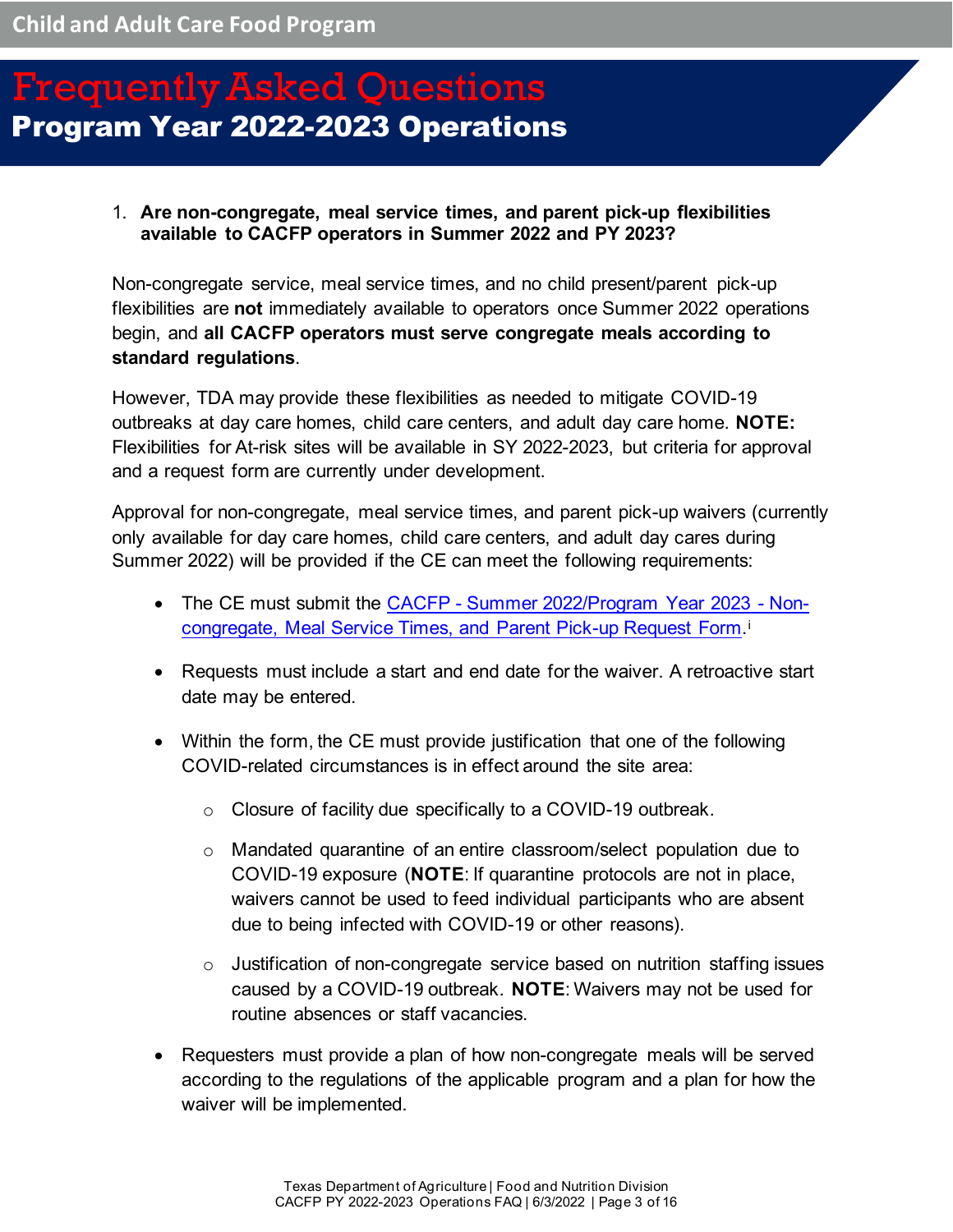# Frequently Asked Questions

## Program Year 2022-2023 Operations

1. **Are non-congregate, meal service times, and parent pick-up flexibilities available to CACFP operators in Summer 2022 and PY 2023?**

Non-congregate service, meal service times, and no child present/parent pick-up flexibilities are **not** immediately available to operators once Summer 2022 operations begin, and **all CACFP operators must serve congregate meals according to standard regulations**.

However, TDA may provide these flexibilities as needed to mitigate COVID-19 outbreaks at day care homes, child care centers, and adult day care home. **NOTE:** Flexibilities for At-risk sites will be available in SY 2022-2023, but criteria for approval and a request form are currently under development.

Approval for non-congregate, meal service times, and parent pick-up waivers (currently only available for day care homes, child care centers, and adult day cares during Summer 2022) will be provided if the CE can meet the following requirements:

- The CE must submit the [CACFP - Summer 2022/Program Year 2023 - Non-congregate, Meal Service Times, and Parent Pick-up Request Form]().[i]
- Requests must include a start and end date for the waiver. A retroactive start date may be entered.
- Within the form, the CE must provide justification that one of the following COVID-related circumstances is in effect around the site area:
  - Closure of facility due specifically to a COVID-19 outbreak.
  - Mandated quarantine of an entire classroom/select population due to COVID-19 exposure (**NOTE**: If quarantine protocols are not in place, waivers cannot be used to feed individual participants who are absent due to being infected with COVID-19 or other reasons).
  - Justification of non-congregate service based on nutrition staffing issues caused by a COVID-19 outbreak. **NOTE**: Waivers may not be used for routine absences or staff vacancies.
- Requesters must provide a plan of how non-congregate meals will be served according to the regulations of the applicable program and a plan for how the waiver will be implemented.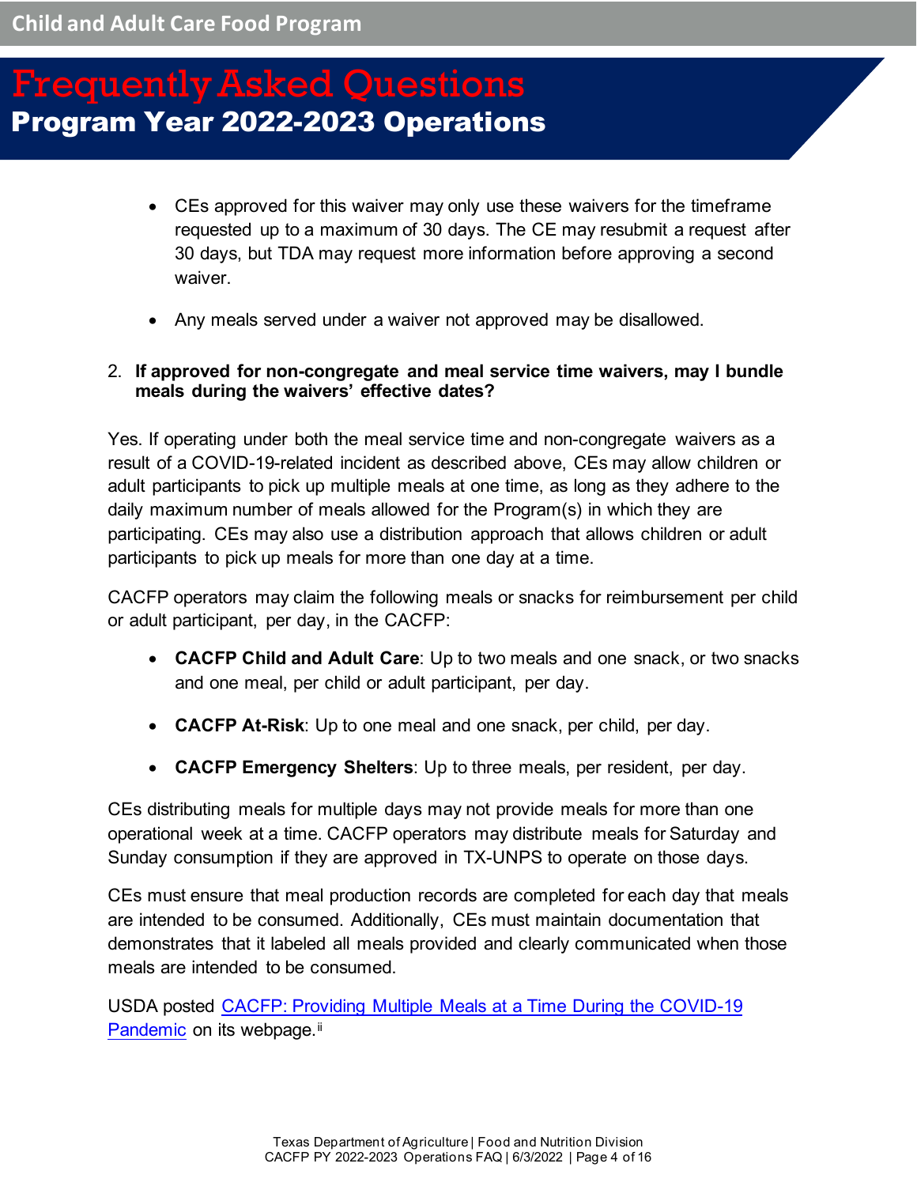- CEs approved for this waiver may only use these waivers for the timeframe requested up to a maximum of 30 days. The CE may resubmit a request after 30 days, but TDA may request more information before approving a second waiver.
- Any meals served under a waiver not approved may be disallowed.

2. **If approved for non-congregate and meal service time waivers, may I bundle meals during the waivers' effective dates?**

Yes. If operating under both the meal service time and non-congregate waivers as a result of a COVID-19-related incident as described above, CEs may allow children or adult participants to pick up multiple meals at one time, as long as they adhere to the daily maximum number of meals allowed for the Program(s) in which they are participating. CEs may also use a distribution approach that allows children or adult participants to pick up meals for more than one day at a time.

CACFP operators may claim the following meals or snacks for reimbursement per child or adult participant, per day, in the CACFP:

- **CACFP Child and Adult Care**: Up to two meals and one snack, or two snacks and one meal, per child or adult participant, per day.
- **CACFP At-Risk**: Up to one meal and one snack, per child, per day.
- **CACFP Emergency Shelters**: Up to three meals, per resident, per day.

CEs distributing meals for multiple days may not provide meals for more than one operational week at a time. CACFP operators may distribute meals for Saturday and Sunday consumption if they are approved in TX-UNPS to operate on those days.

CEs must ensure that meal production records are completed for each day that meals are intended to be consumed. Additionally, CEs must maintain documentation that demonstrates that it labeled all meals provided and clearly communicated when those meals are intended to be consumed.

USDA posted CACFP: Providing Multiple Meals at a Time During the COVID-19 Pandemic on its webpage.[ii]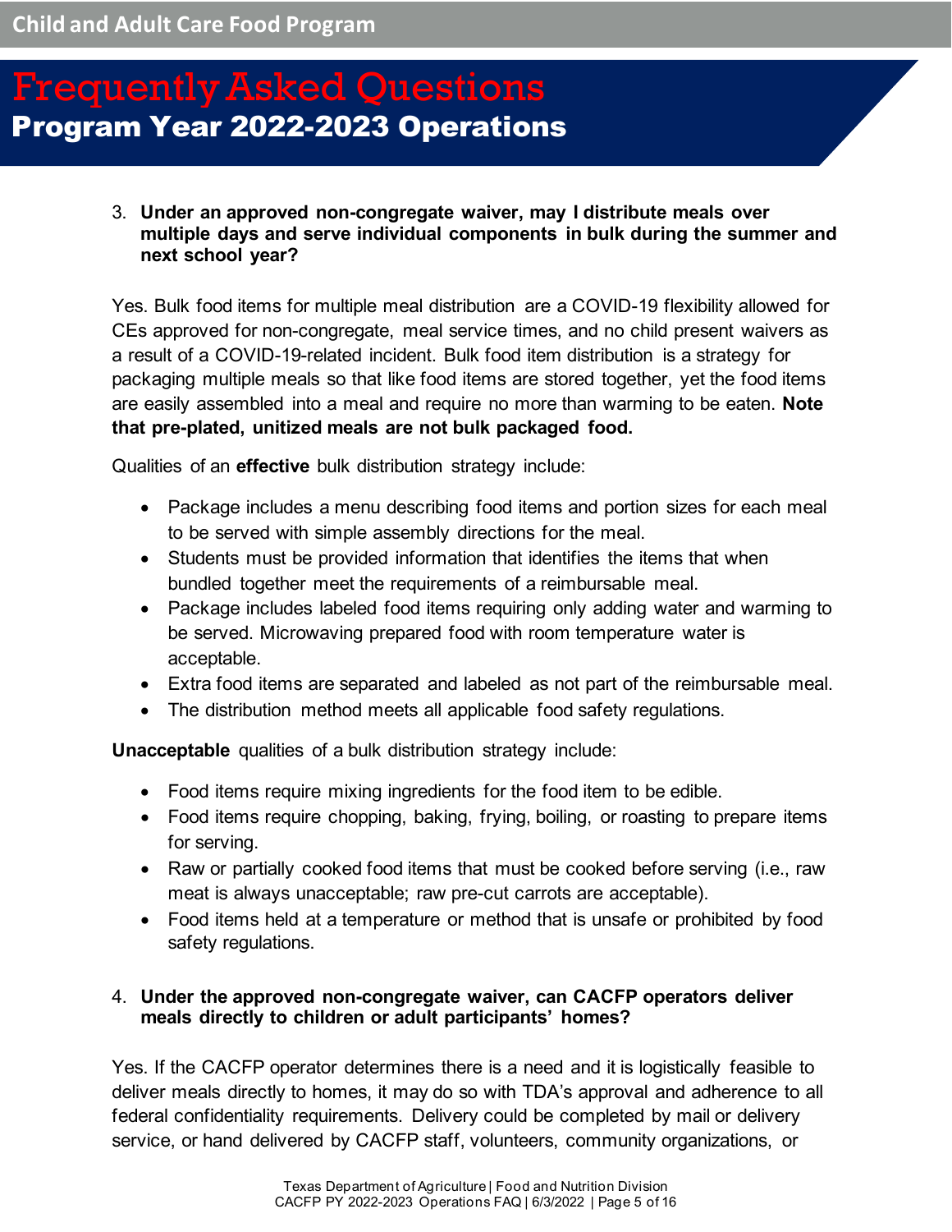3. **Under an approved non-congregate waiver, may I distribute meals over multiple days and serve individual components in bulk during the summer and next school year?**

Yes. Bulk food items for multiple meal distribution are a COVID-19 flexibility allowed for CEs approved for non-congregate, meal service times, and no child present waivers as a result of a COVID-19-related incident. Bulk food item distribution is a strategy for packaging multiple meals so that like food items are stored together, yet the food items are easily assembled into a meal and require no more than warming to be eaten. **Note that pre-plated, unitized meals are not bulk packaged food.**

Qualities of an **effective** bulk distribution strategy include:

- Package includes a menu describing food items and portion sizes for each meal to be served with simple assembly directions for the meal.
- Students must be provided information that identifies the items that when bundled together meet the requirements of a reimbursable meal.
- Package includes labeled food items requiring only adding water and warming to be served. Microwaving prepared food with room temperature water is acceptable.
- Extra food items are separated and labeled as not part of the reimbursable meal.
- The distribution method meets all applicable food safety regulations.

**Unacceptable** qualities of a bulk distribution strategy include:

- Food items require mixing ingredients for the food item to be edible.
- Food items require chopping, baking, frying, boiling, or roasting to prepare items for serving.
- Raw or partially cooked food items that must be cooked before serving (i.e., raw meat is always unacceptable; raw pre-cut carrots are acceptable).
- Food items held at a temperature or method that is unsafe or prohibited by food safety regulations.

4. **Under the approved non-congregate waiver, can CACFP operators deliver meals directly to children or adult participants' homes?**

Yes. If the CACFP operator determines there is a need and it is logistically feasible to deliver meals directly to homes, it may do so with TDA's approval and adherence to all federal confidentiality requirements. Delivery could be completed by mail or delivery service, or hand delivered by CACFP staff, volunteers, community organizations, or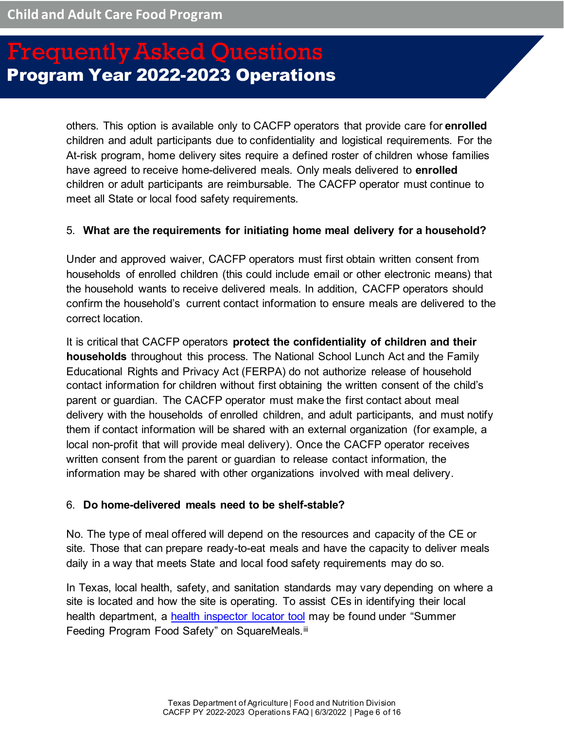others. This option is available only to CACFP operators that provide care for **enrolled** children and adult participants due to confidentiality and logistical requirements. For the At-risk program, home delivery sites require a defined roster of children whose families have agreed to receive home-delivered meals. Only meals delivered to **enrolled** children or adult participants are reimbursable. The CACFP operator must continue to meet all State or local food safety requirements.

5. **What are the requirements for initiating home meal delivery for a household?**

Under and approved waiver, CACFP operators must first obtain written consent from households of enrolled children (this could include email or other electronic means) that the household wants to receive delivered meals. In addition, CACFP operators should confirm the household's current contact information to ensure meals are delivered to the correct location.

It is critical that CACFP operators **protect the confidentiality of children and their households** throughout this process. The National School Lunch Act and the Family Educational Rights and Privacy Act (FERPA) do not authorize release of household contact information for children without first obtaining the written consent of the child's parent or guardian. The CACFP operator must make the first contact about meal delivery with the households of enrolled children, and adult participants, and must notify them if contact information will be shared with an external organization (for example, a local non-profit that will provide meal delivery). Once the CACFP operator receives written consent from the parent or guardian to release contact information, the information may be shared with other organizations involved with meal delivery.

6. **Do home-delivered meals need to be shelf-stable?**

No. The type of meal offered will depend on the resources and capacity of the CE or site. Those that can prepare ready-to-eat meals and have the capacity to deliver meals daily in a way that meets State and local food safety requirements may do so.

In Texas, local health, safety, and sanitation standards may vary depending on where a site is located and how the site is operating. To assist CEs in identifying their local health department, a health inspector locator tool may be found under "Summer Feeding Program Food Safety" on SquareMeals.[iii]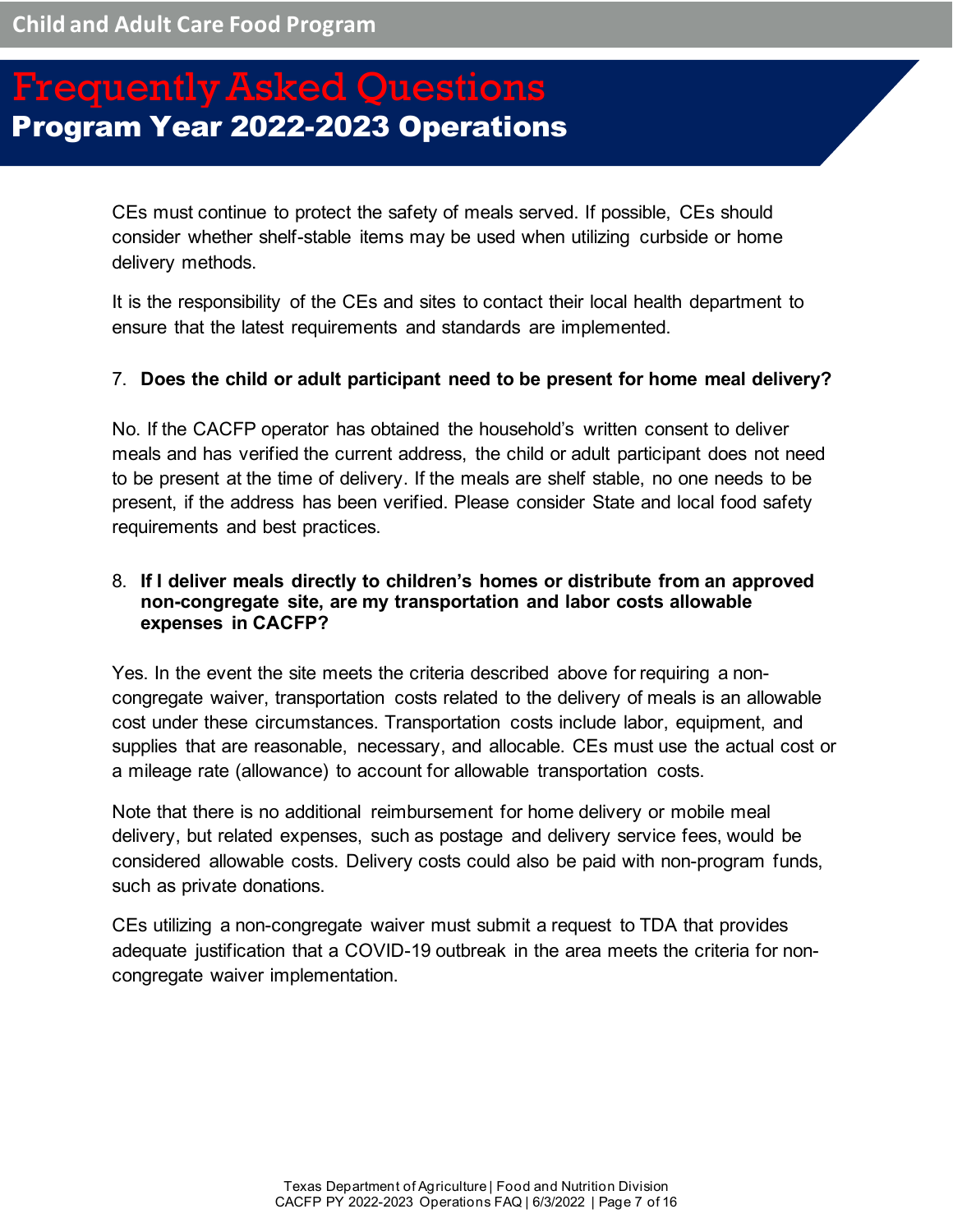CEs must continue to protect the safety of meals served. If possible, CEs should consider whether shelf-stable items may be used when utilizing curbside or home delivery methods.

It is the responsibility of the CEs and sites to contact their local health department to ensure that the latest requirements and standards are implemented.

7. **Does the child or adult participant need to be present for home meal delivery?**

No. If the CACFP operator has obtained the household's written consent to deliver meals and has verified the current address, the child or adult participant does not need to be present at the time of delivery. If the meals are shelf stable, no one needs to be present, if the address has been verified. Please consider State and local food safety requirements and best practices.

8. **If I deliver meals directly to children's homes or distribute from an approved non-congregate site, are my transportation and labor costs allowable expenses in CACFP?**

Yes. In the event the site meets the criteria described above for requiring a non-congregate waiver, transportation costs related to the delivery of meals is an allowable cost under these circumstances. Transportation costs include labor, equipment, and supplies that are reasonable, necessary, and allocable. CEs must use the actual cost or a mileage rate (allowance) to account for allowable transportation costs.

Note that there is no additional reimbursement for home delivery or mobile meal delivery, but related expenses, such as postage and delivery service fees, would be considered allowable costs. Delivery costs could also be paid with non-program funds, such as private donations.

CEs utilizing a non-congregate waiver must submit a request to TDA that provides adequate justification that a COVID-19 outbreak in the area meets the criteria for non-congregate waiver implementation.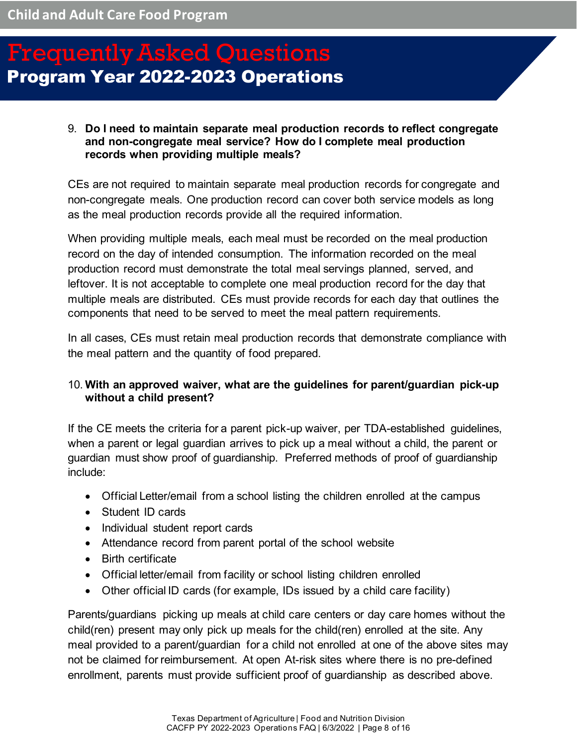9. **Do I need to maintain separate meal production records to reflect congregate and non-congregate meal service? How do I complete meal production records when providing multiple meals?**

CEs are not required to maintain separate meal production records for congregate and non-congregate meals. One production record can cover both service models as long as the meal production records provide all the required information.

When providing multiple meals, each meal must be recorded on the meal production record on the day of intended consumption. The information recorded on the meal production record must demonstrate the total meal servings planned, served, and leftover. It is not acceptable to complete one meal production record for the day that multiple meals are distributed. CEs must provide records for each day that outlines the components that need to be served to meet the meal pattern requirements.

In all cases, CEs must retain meal production records that demonstrate compliance with the meal pattern and the quantity of food prepared.

10. **With an approved waiver, what are the guidelines for parent/guardian pick-up without a child present?**

If the CE meets the criteria for a parent pick-up waiver, per TDA-established guidelines, when a parent or legal guardian arrives to pick up a meal without a child, the parent or guardian must show proof of guardianship. Preferred methods of proof of guardianship include:

- Official Letter/email from a school listing the children enrolled at the campus
- Student ID cards
- Individual student report cards
- Attendance record from parent portal of the school website
- Birth certificate
- Official letter/email from facility or school listing children enrolled
- Other official ID cards (for example, IDs issued by a child care facility)

Parents/guardians picking up meals at child care centers or day care homes without the child(ren) present may only pick up meals for the child(ren) enrolled at the site. Any meal provided to a parent/guardian for a child not enrolled at one of the above sites may not be claimed for reimbursement. At open At-risk sites where there is no pre-defined enrollment, parents must provide sufficient proof of guardianship as described above.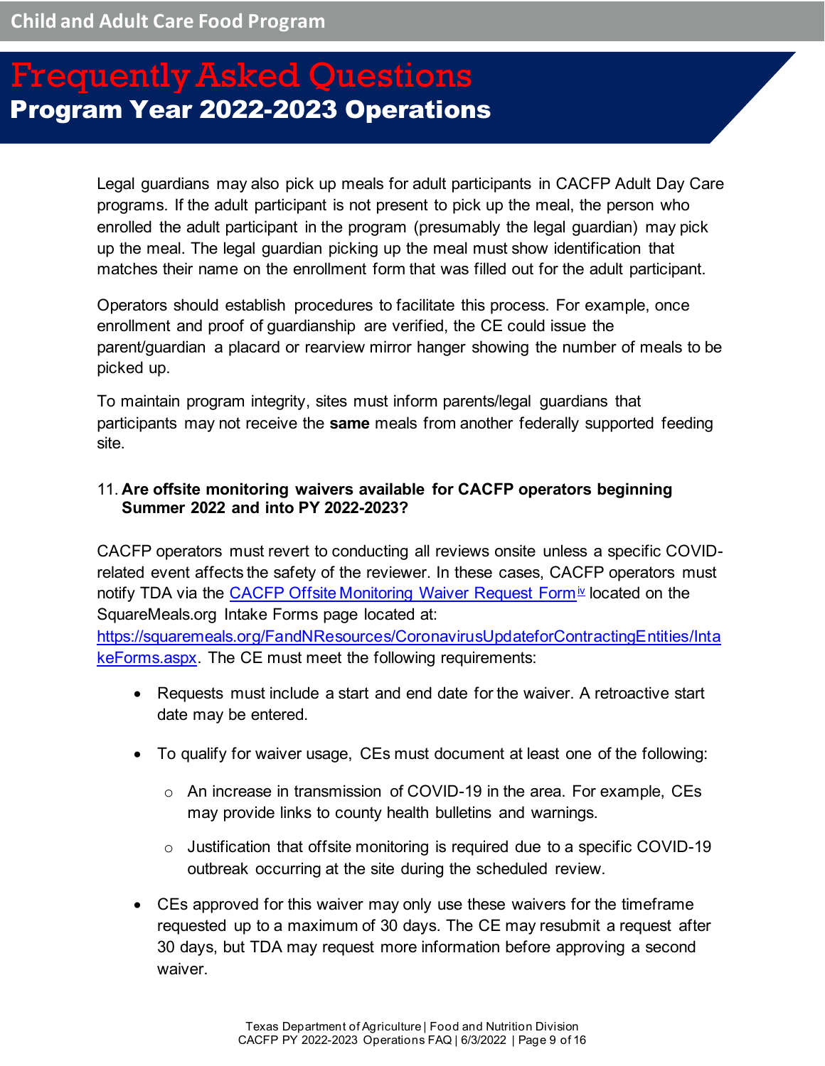Legal guardians may also pick up meals for adult participants in CACFP Adult Day Care programs. If the adult participant is not present to pick up the meal, the person who enrolled the adult participant in the program (presumably the legal guardian) may pick up the meal. The legal guardian picking up the meal must show identification that matches their name on the enrollment form that was filled out for the adult participant.

Operators should establish procedures to facilitate this process. For example, once enrollment and proof of guardianship are verified, the CE could issue the parent/guardian a placard or rearview mirror hanger showing the number of meals to be picked up.

To maintain program integrity, sites must inform parents/legal guardians that participants may not receive the **same** meals from another federally supported feeding site.

11. **Are offsite monitoring waivers available for CACFP operators beginning Summer 2022 and into PY 2022-2023?**

CACFP operators must revert to conducting all reviews onsite unless a specific COVID-related event affects the safety of the reviewer. In these cases, CACFP operators must notify TDA via the CACFP Offsite Monitoring Waiver Request Form[iv] located on the SquareMeals.org Intake Forms page located at: https://squaremeals.org/FandNResources/CoronavirusUpdateforContractingEntities/IntakeForms.aspx. The CE must meet the following requirements:

- Requests must include a start and end date for the waiver. A retroactive start date may be entered.
- To qualify for waiver usage, CEs must document at least one of the following:
  - An increase in transmission of COVID-19 in the area. For example, CEs may provide links to county health bulletins and warnings.
  - Justification that offsite monitoring is required due to a specific COVID-19 outbreak occurring at the site during the scheduled review.
- CEs approved for this waiver may only use these waivers for the timeframe requested up to a maximum of 30 days. The CE may resubmit a request after 30 days, but TDA may request more information before approving a second waiver.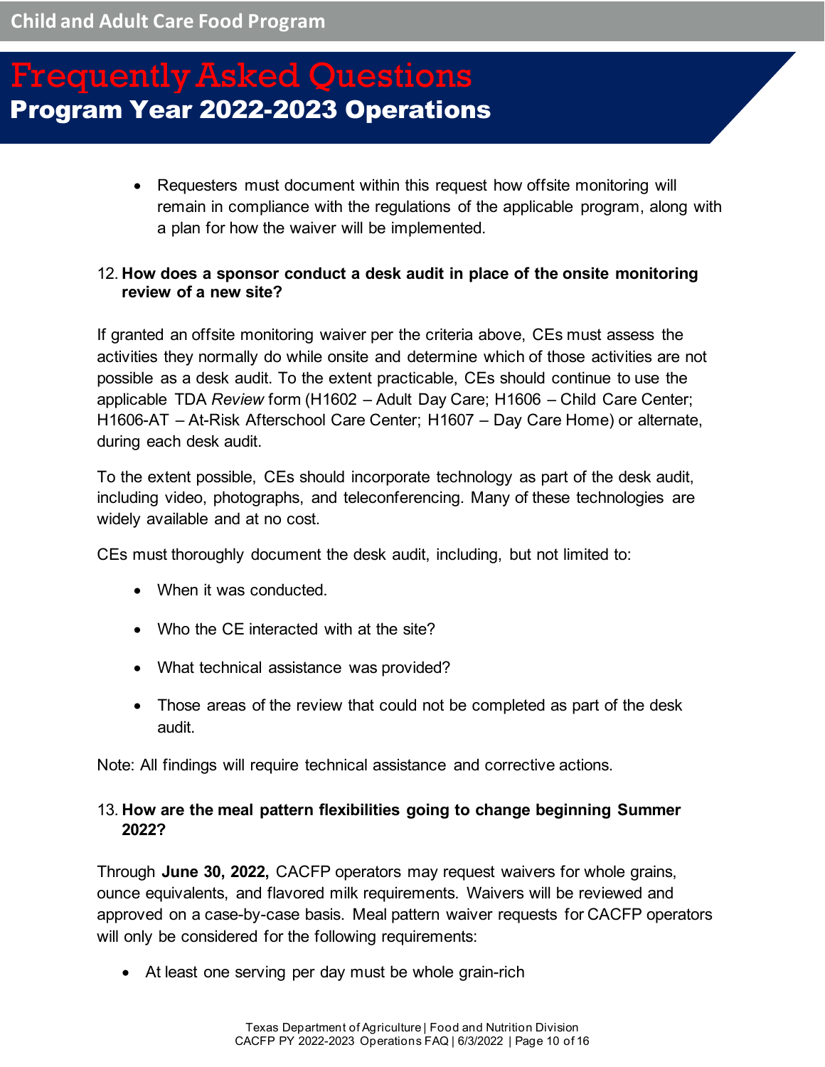- Requesters must document within this request how offsite monitoring will remain in compliance with the regulations of the applicable program, along with a plan for how the waiver will be implemented.

12. **How does a sponsor conduct a desk audit in place of the onsite monitoring review of a new site?**

If granted an offsite monitoring waiver per the criteria above, CEs must assess the activities they normally do while onsite and determine which of those activities are not possible as a desk audit. To the extent practicable, CEs should continue to use the applicable TDA *Review* form (H1602 – Adult Day Care; H1606 – Child Care Center; H1606-AT – At-Risk Afterschool Care Center; H1607 – Day Care Home) or alternate, during each desk audit.

To the extent possible, CEs should incorporate technology as part of the desk audit, including video, photographs, and teleconferencing. Many of these technologies are widely available and at no cost.

CEs must thoroughly document the desk audit, including, but not limited to:

- When it was conducted.
- Who the CE interacted with at the site?
- What technical assistance was provided?
- Those areas of the review that could not be completed as part of the desk audit.

Note: All findings will require technical assistance and corrective actions.

13. **How are the meal pattern flexibilities going to change beginning Summer 2022?**

Through **June 30, 2022,** CACFP operators may request waivers for whole grains, ounce equivalents, and flavored milk requirements. Waivers will be reviewed and approved on a case-by-case basis. Meal pattern waiver requests for CACFP operators will only be considered for the following requirements:

- At least one serving per day must be whole grain-rich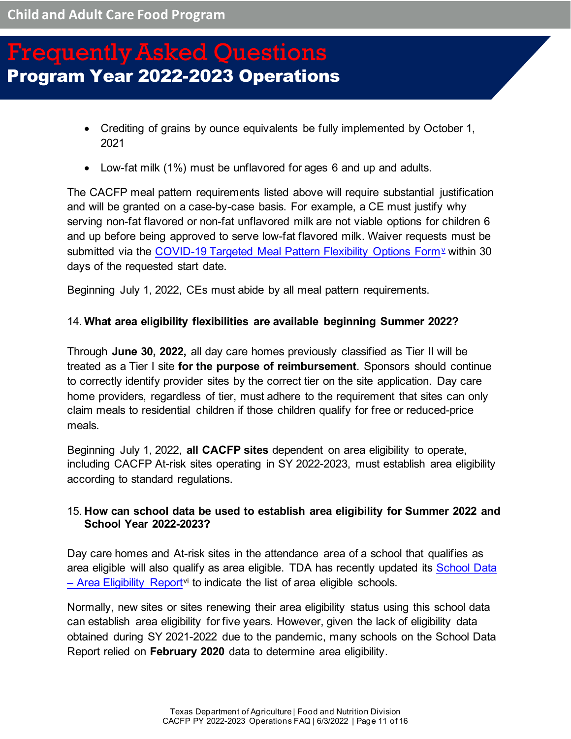- Crediting of grains by ounce equivalents be fully implemented by October 1, 2021
- Low-fat milk (1%) must be unflavored for ages 6 and up and adults.

The CACFP meal pattern requirements listed above will require substantial justification and will be granted on a case-by-case basis. For example, a CE must justify why serving non-fat flavored or non-fat unflavored milk are not viable options for children 6 and up before being approved to serve low-fat flavored milk. Waiver requests must be submitted via the COVID-19 Targeted Meal Pattern Flexibility Options Form[v] within 30 days of the requested start date.

Beginning July 1, 2022, CEs must abide by all meal pattern requirements.

14. **What area eligibility flexibilities are available beginning Summer 2022?**

Through **June 30, 2022,** all day care homes previously classified as Tier II will be treated as a Tier I site **for the purpose of reimbursement**. Sponsors should continue to correctly identify provider sites by the correct tier on the site application. Day care home providers, regardless of tier, must adhere to the requirement that sites can only claim meals to residential children if those children qualify for free or reduced-price meals.

Beginning July 1, 2022, **all CACFP sites** dependent on area eligibility to operate, including CACFP At-risk sites operating in SY 2022-2023, must establish area eligibility according to standard regulations.

15. **How can school data be used to establish area eligibility for Summer 2022 and School Year 2022-2023?**

Day care homes and At-risk sites in the attendance area of a school that qualifies as area eligible will also qualify as area eligible. TDA has recently updated its School Data – Area Eligibility Report[vi] to indicate the list of area eligible schools.

Normally, new sites or sites renewing their area eligibility status using this school data can establish area eligibility for five years. However, given the lack of eligibility data obtained during SY 2021-2022 due to the pandemic, many schools on the School Data Report relied on **February 2020** data to determine area eligibility.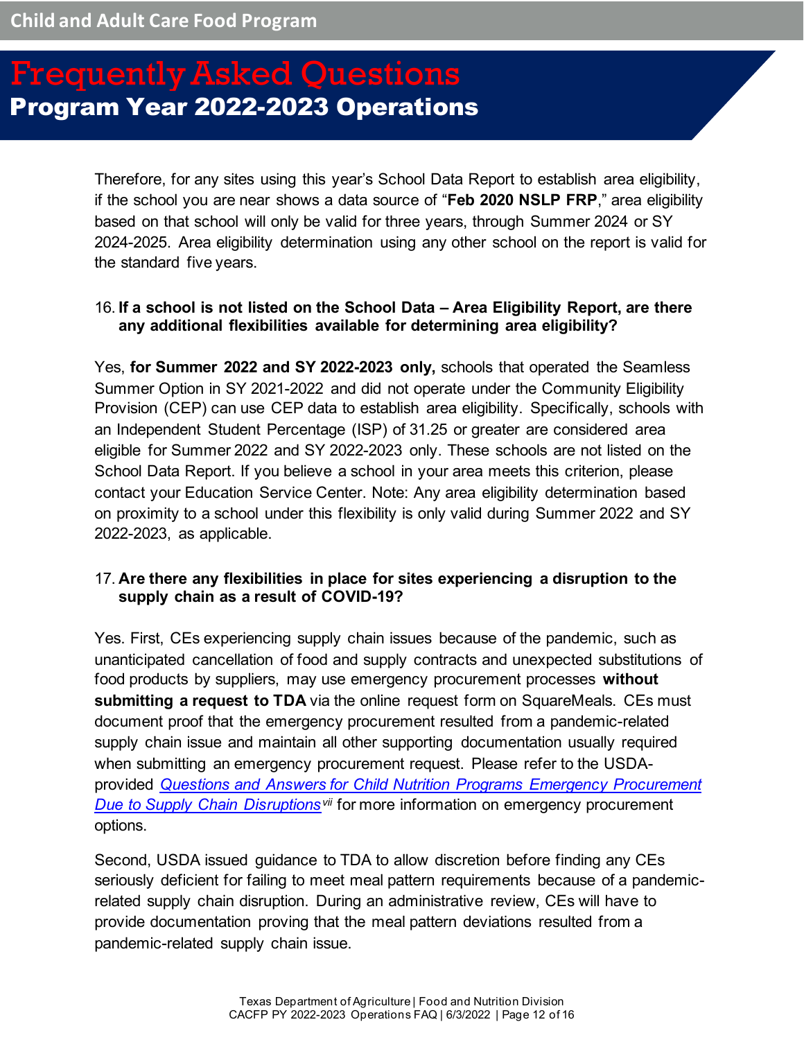Therefore, for any sites using this year's School Data Report to establish area eligibility, if the school you are near shows a data source of "**Feb 2020 NSLP FRP**," area eligibility based on that school will only be valid for three years, through Summer 2024 or SY 2024-2025. Area eligibility determination using any other school on the report is valid for the standard five years.

16. **If a school is not listed on the School Data – Area Eligibility Report, are there any additional flexibilities available for determining area eligibility?**

Yes, **for Summer 2022 and SY 2022-2023 only,** schools that operated the Seamless Summer Option in SY 2021-2022 and did not operate under the Community Eligibility Provision (CEP) can use CEP data to establish area eligibility. Specifically, schools with an Independent Student Percentage (ISP) of 31.25 or greater are considered area eligible for Summer 2022 and SY 2022-2023 only. These schools are not listed on the School Data Report. If you believe a school in your area meets this criterion, please contact your Education Service Center. Note: Any area eligibility determination based on proximity to a school under this flexibility is only valid during Summer 2022 and SY 2022-2023, as applicable.

17. **Are there any flexibilities in place for sites experiencing a disruption to the supply chain as a result of COVID-19?**

Yes. First, CEs experiencing supply chain issues because of the pandemic, such as unanticipated cancellation of food and supply contracts and unexpected substitutions of food products by suppliers, may use emergency procurement processes **without submitting a request to TDA** via the online request form on SquareMeals. CEs must document proof that the emergency procurement resulted from a pandemic-related supply chain issue and maintain all other supporting documentation usually required when submitting an emergency procurement request. Please refer to the USDA-provided *Questions and Answers for Child Nutrition Programs Emergency Procurement Due to Supply Chain Disruptions*[vii] for more information on emergency procurement options.

Second, USDA issued guidance to TDA to allow discretion before finding any CEs seriously deficient for failing to meet meal pattern requirements because of a pandemic-related supply chain disruption. During an administrative review, CEs will have to provide documentation proving that the meal pattern deviations resulted from a pandemic-related supply chain issue.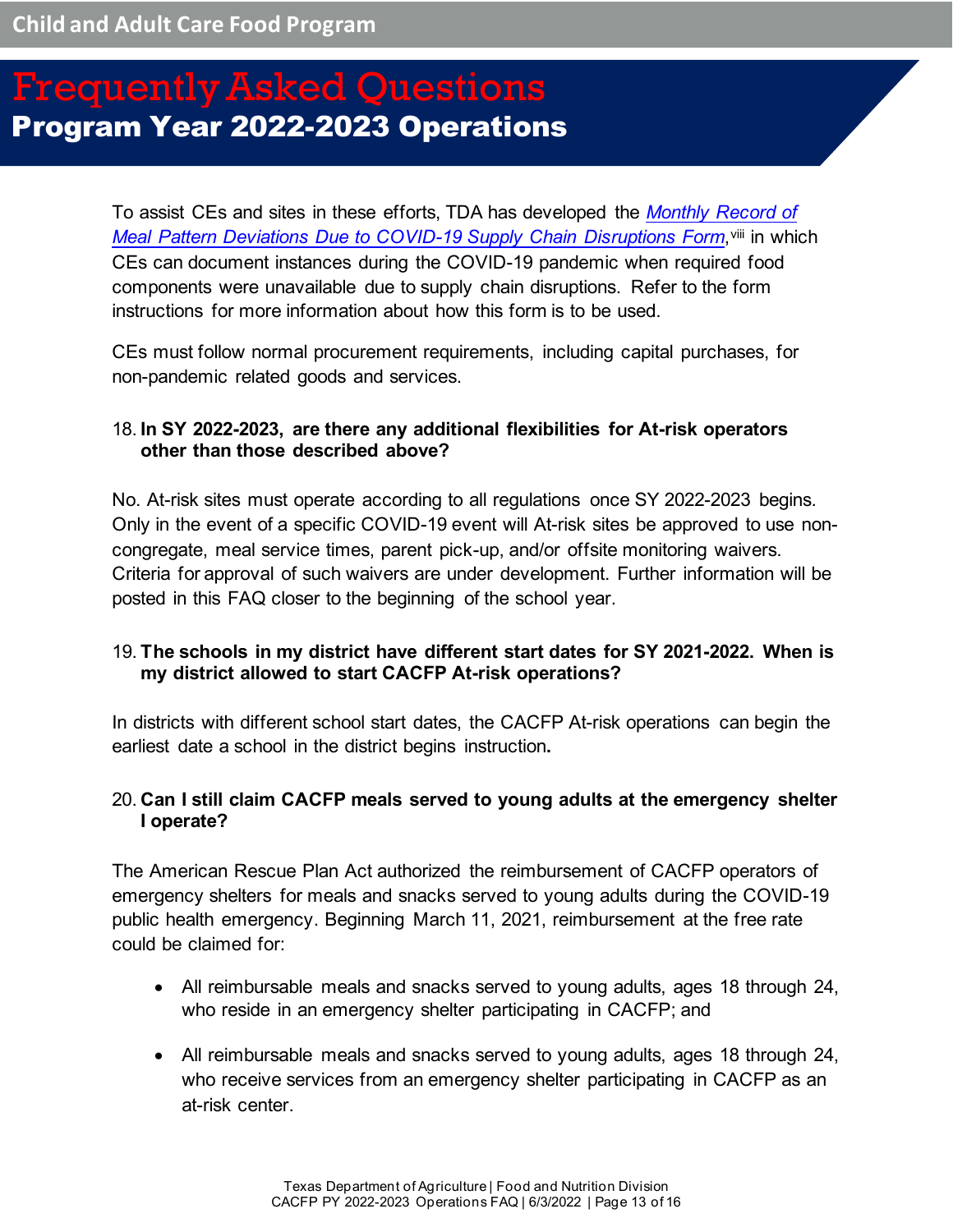To assist CEs and sites in these efforts, TDA has developed the *Monthly Record of Meal Pattern Deviations Due to COVID-19 Supply Chain Disruptions Form*,[viii] in which CEs can document instances during the COVID-19 pandemic when required food components were unavailable due to supply chain disruptions. Refer to the form instructions for more information about how this form is to be used.

CEs must follow normal procurement requirements, including capital purchases, for non-pandemic related goods and services.

**18. In SY 2022-2023, are there any additional flexibilities for At-risk operators other than those described above?**

No. At-risk sites must operate according to all regulations once SY 2022-2023 begins. Only in the event of a specific COVID-19 event will At-risk sites be approved to use non-congregate, meal service times, parent pick-up, and/or offsite monitoring waivers. Criteria for approval of such waivers are under development. Further information will be posted in this FAQ closer to the beginning of the school year.

**19. The schools in my district have different start dates for SY 2021-2022. When is my district allowed to start CACFP At-risk operations?**

In districts with different school start dates, the CACFP At-risk operations can begin the earliest date a school in the district begins instruction.

**20. Can I still claim CACFP meals served to young adults at the emergency shelter I operate?**

The American Rescue Plan Act authorized the reimbursement of CACFP operators of emergency shelters for meals and snacks served to young adults during the COVID-19 public health emergency. Beginning March 11, 2021, reimbursement at the free rate could be claimed for:

- All reimbursable meals and snacks served to young adults, ages 18 through 24, who reside in an emergency shelter participating in CACFP; and
- All reimbursable meals and snacks served to young adults, ages 18 through 24, who receive services from an emergency shelter participating in CACFP as an at-risk center.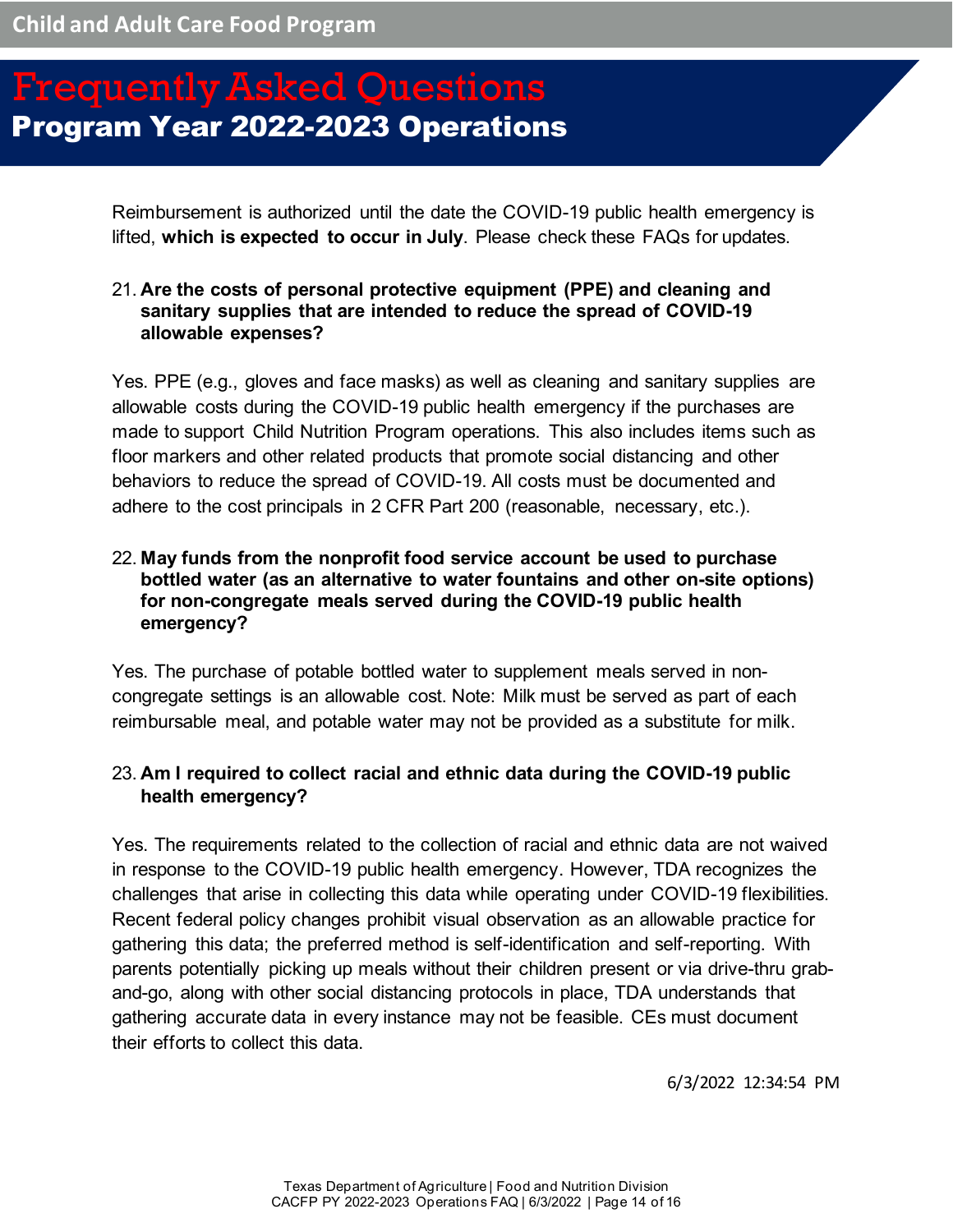Reimbursement is authorized until the date the COVID-19 public health emergency is lifted, **which is expected to occur in July**. Please check these FAQs for updates.

21. **Are the costs of personal protective equipment (PPE) and cleaning and sanitary supplies that are intended to reduce the spread of COVID-19 allowable expenses?**

Yes. PPE (e.g., gloves and face masks) as well as cleaning and sanitary supplies are allowable costs during the COVID-19 public health emergency if the purchases are made to support Child Nutrition Program operations. This also includes items such as floor markers and other related products that promote social distancing and other behaviors to reduce the spread of COVID-19. All costs must be documented and adhere to the cost principals in 2 CFR Part 200 (reasonable, necessary, etc.).

22. **May funds from the nonprofit food service account be used to purchase bottled water (as an alternative to water fountains and other on-site options) for non-congregate meals served during the COVID-19 public health emergency?**

Yes. The purchase of potable bottled water to supplement meals served in non-congregate settings is an allowable cost. Note: Milk must be served as part of each reimbursable meal, and potable water may not be provided as a substitute for milk.

23. **Am I required to collect racial and ethnic data during the COVID-19 public health emergency?**

Yes. The requirements related to the collection of racial and ethnic data are not waived in response to the COVID-19 public health emergency. However, TDA recognizes the challenges that arise in collecting this data while operating under COVID-19 flexibilities. Recent federal policy changes prohibit visual observation as an allowable practice for gathering this data; the preferred method is self-identification and self-reporting. With parents potentially picking up meals without their children present or via drive-thru grab-and-go, along with other social distancing protocols in place, TDA understands that gathering accurate data in every instance may not be feasible. CEs must document their efforts to collect this data.

6/3/2022 12:34:54 PM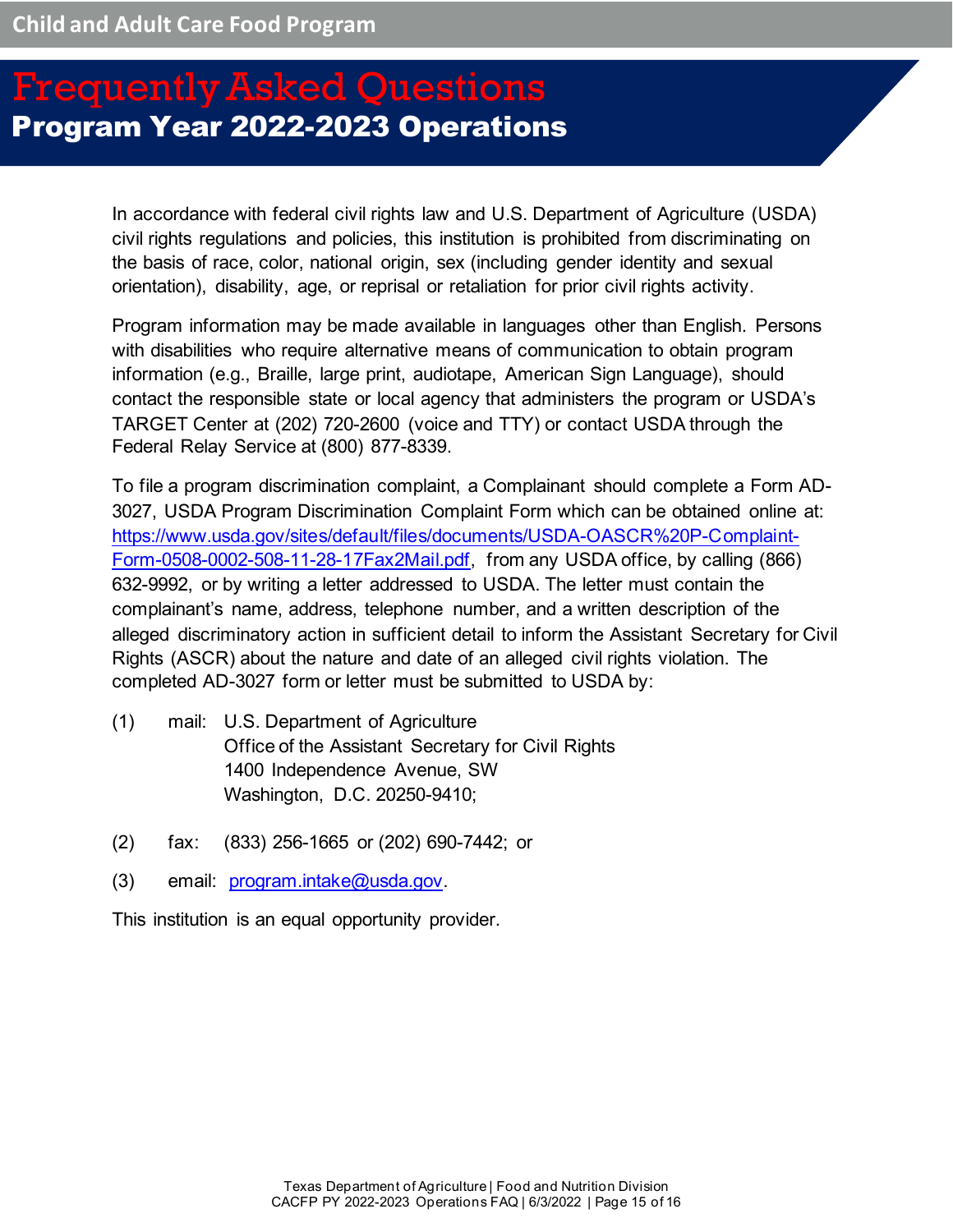In accordance with federal civil rights law and U.S. Department of Agriculture (USDA) civil rights regulations and policies, this institution is prohibited from discriminating on the basis of race, color, national origin, sex (including gender identity and sexual orientation), disability, age, or reprisal or retaliation for prior civil rights activity.

Program information may be made available in languages other than English. Persons with disabilities who require alternative means of communication to obtain program information (e.g., Braille, large print, audiotape, American Sign Language), should contact the responsible state or local agency that administers the program or USDA's TARGET Center at (202) 720-2600 (voice and TTY) or contact USDA through the Federal Relay Service at (800) 877-8339.

To file a program discrimination complaint, a Complainant should complete a Form AD-3027, USDA Program Discrimination Complaint Form which can be obtained online at: [https://www.usda.gov/sites/default/files/documents/USDA-OASCR%20P-Complaint-Form-0508-0002-508-11-28-17Fax2Mail.pdf](https://www.usda.gov/sites/default/files/documents/USDA-OASCR%20P-Complaint-Form-0508-0002-508-11-28-17Fax2Mail.pdf), from any USDA office, by calling (866) 632-9992, or by writing a letter addressed to USDA. The letter must contain the complainant's name, address, telephone number, and a written description of the alleged discriminatory action in sufficient detail to inform the Assistant Secretary for Civil Rights (ASCR) about the nature and date of an alleged civil rights violation. The completed AD-3027 form or letter must be submitted to USDA by:

(1) mail: U.S. Department of Agriculture
Office of the Assistant Secretary for Civil Rights
1400 Independence Avenue, SW
Washington, D.C. 20250-9410;

(2) fax: (833) 256-1665 or (202) 690-7442; or

(3) email: [program.intake@usda.gov](mailto:program.intake@usda.gov).

This institution is an equal opportunity provider.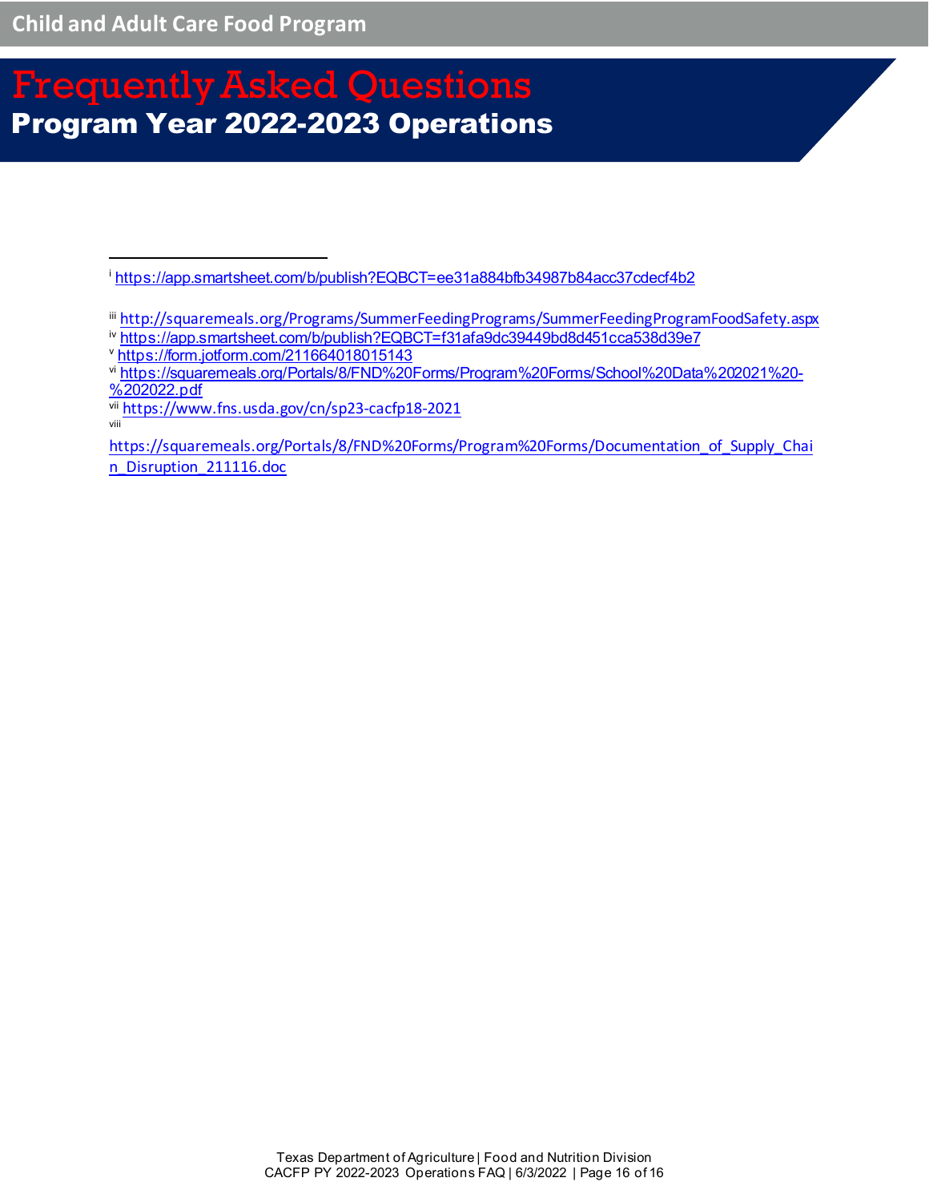[i] https://app.smartsheet.com/b/publish?EQBCT=ee31a884bfb34987b84acc37cdecf4b2

[iii] http://squaremeals.org/Programs/SummerFeedingPrograms/SummerFeedingProgramFoodSafety.aspx

[iv] https://app.smartsheet.com/b/publish?EQBCT=f31afa9dc39449bd8d451cca538d39e7

[v] https://form.jotform.com/211664018015143

[vi] https://squaremeals.org/Portals/8/FND%20Forms/Program%20Forms/School%20Data%202021%20-%202022.pdf

[vii] https://www.fns.usda.gov/cn/sp23-cacfp18-2021

[viii] https://squaremeals.org/Portals/8/FND%20Forms/Program%20Forms/Documentation_of_Supply_Chain_Disruption_211116.doc